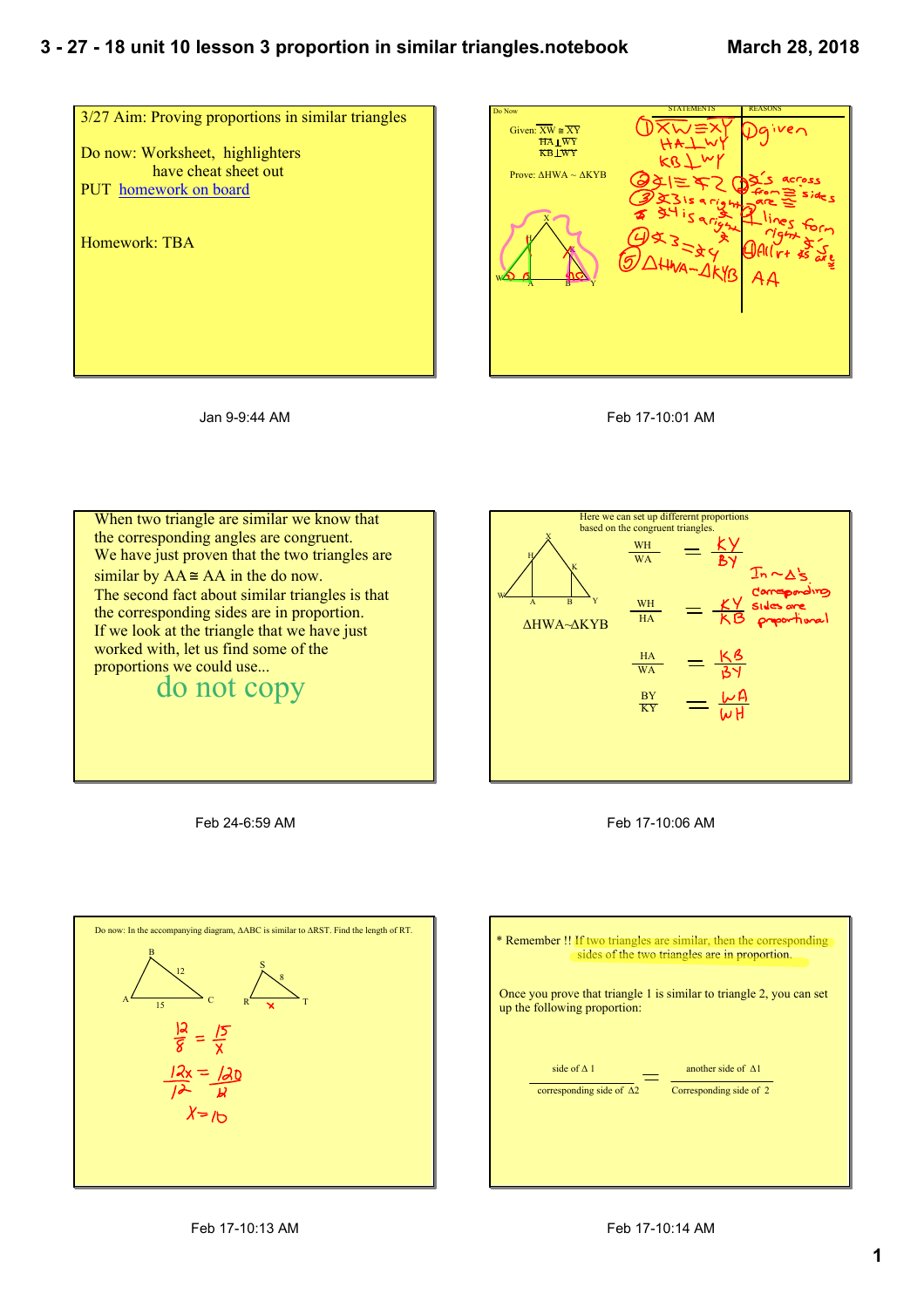# 3 - 27 - 18 unit 10 lesson 3 proportion in similar triangles.notebook

March 28, 2018

3/27 Aim: Proving proportions in similar triangles

Do now: Worksheet, highlighters have cheat sheet out

PUT homework on board

Homework: TBA

Jan 9-9:44 AM

Do Now

Given: $\overline{XW} \cong \overline{XY}$, $\overline{HA} \perp \overline{WY}$, $\overline{KB} \perp \overline{WY}$

Prove: $\Delta HWA \sim \Delta KYB$

| STATEMENTS | REASONS |
|---|---|
| 1) $XW \cong XY$, $HA \perp WY$, $KB \perp WY$ | 1) given |
| 2) $\angle 1 \cong \angle 2$ | 2) ∠'s across from ≅ sides are ≅ |
| 3) ∠3 is a right ∠, ∠4 is a right ∠ | 3) ⊥ lines form right ∠'s |
| 4) $\angle 3 \cong \angle 4$ | 4) All rt ∠'s are ≅ |
| 5) $\Delta HWA \sim \Delta KYB$ | AA |

Feb 17-10:01 AM

When two triangle are similar we know that the corresponding angles are congruent.
We have just proven that the two triangles are similar by AA ≅ AA in the do now.
The second fact about similar triangles is that the corresponding sides are in proportion.
If we look at the triangle that we have just worked with, let us find some of the proportions we could use...

do not copy

Feb 24-6:59 AM

Here we can set up differernt proportions based on the congruent triangles.

$\Delta HWA \sim \Delta KYB$

$$\frac{WH}{WA} = \frac{KY}{BY}$$

$$\frac{WH}{HA} = \frac{KY}{KB}$$

$$\frac{HA}{WA} = \frac{KB}{BY}$$

$$\frac{BY}{KY} = \frac{WA}{WH}$$

In ~Δ's corresponding sides are proportional

Feb 17-10:06 AM

Do now: In the accompanying diagram, ΔABC is similar to ΔRST. Find the length of RT.

$$\frac{12}{8} = \frac{15}{x}$$

$$\frac{12x}{12} = \frac{120}{12}$$

$$x = 10$$

Feb 17-10:13 AM

* Remember !! If two triangles are similar, then the corresponding sides of the two triangles are in proportion.

Once you prove that triangle 1 is similar to triangle 2, you can set up the following proportion:

$$\frac{\text{side of } \Delta 1}{\text{corresponding side of } \Delta 2} = \frac{\text{another side of } \Delta 1}{\text{Corresponding side of } 2}$$

Feb 17-10:14 AM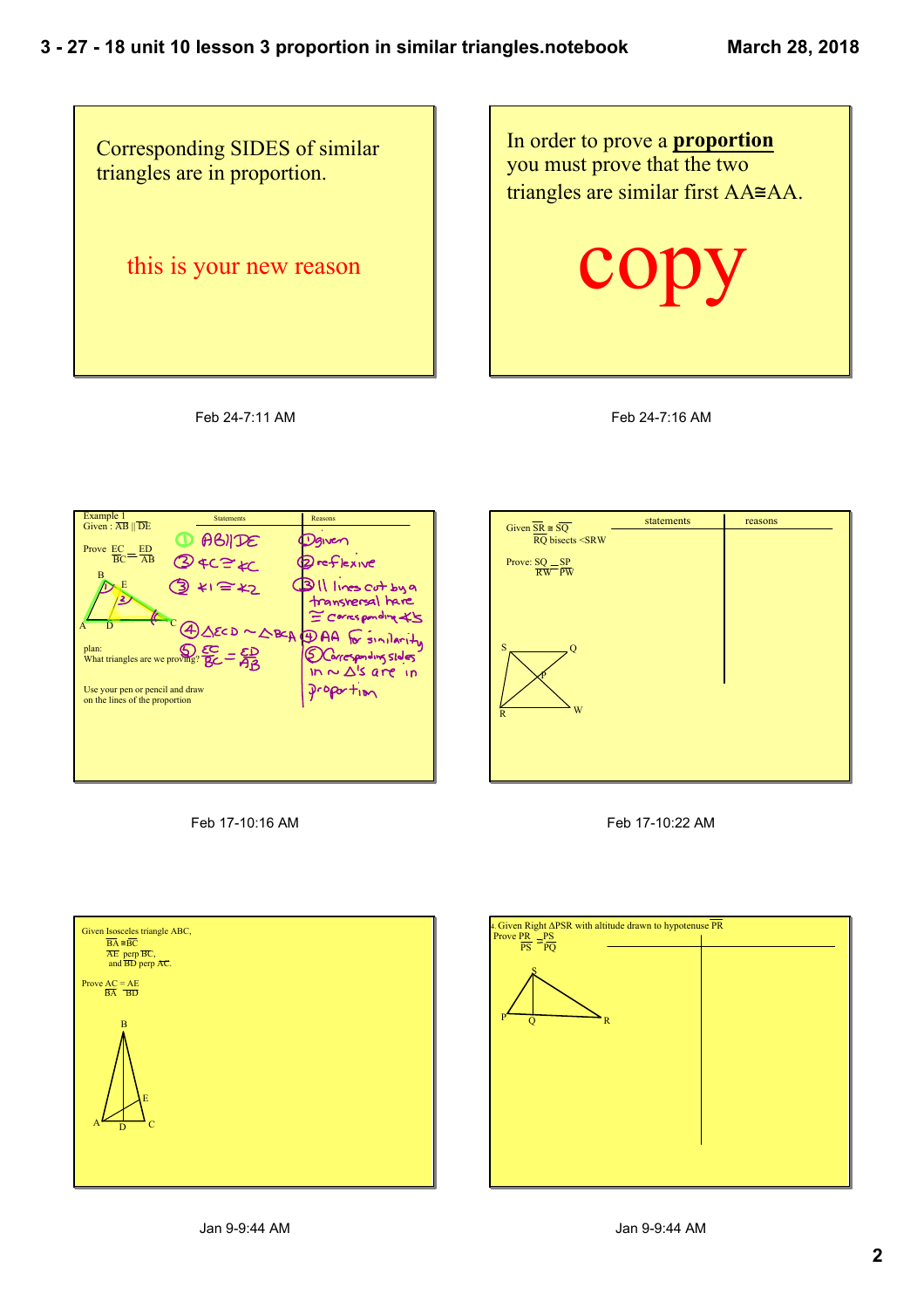Corresponding SIDES of similar triangles are in proportion.

this is your new reason

Feb 24-7:11 AM

In order to prove a **proportion** you must prove that the two triangles are similar first AA≅AA.

copy

Feb 24-7:16 AM

Example 1

Given : $\overline{AB} \parallel \overline{DE}$

Prove $\frac{EC}{BC} = \frac{ED}{AB}$

plan:

What triangles are we proving?

Use your pen or pencil and draw on the lines of the proportion

| Statements | Reasons |
|---|---|
| 1. $\overline{AB} \parallel \overline{DE}$ | 1. given |
| 2. $\angle C \cong \angle C$ | 2. reflexive |
| 3. $\angle 1 \cong \angle 2$ | 3. ∥ lines cut by a transversal have ≅ corresponding ∠'s |
| 4. $\triangle ECD \sim \triangle BCA$ | 4. AA for similarity |
| 5. $\frac{EC}{BC} = \frac{ED}{AB}$ | 5. Corresponding sides in ~ △'s are in proportion |

Feb 17-10:16 AM

Given $\overline{SR} \cong \overline{SQ}$

$\overline{RQ}$ bisects <SRW

Prove: $\frac{SQ}{RW} = \frac{SP}{PW}$

| statements | reasons |
|---|---|
| | |

Feb 17-10:22 AM

Given Isosceles triangle ABC,

$\overline{BA} \cong \overline{BC}$

$\overline{AE}$ perp $\overline{BC}$,

and $\overline{BD}$ perp $\overline{AC}$.

Prove $\frac{AC}{BA} = \frac{AE}{BD}$

Jan 9-9:44 AM

4. Given Right ΔPSR with altitude drawn to hypotenuse $\overline{PR}$

Prove $\frac{PR}{PS} = \frac{PS}{PQ}$

Jan 9-9:44 AM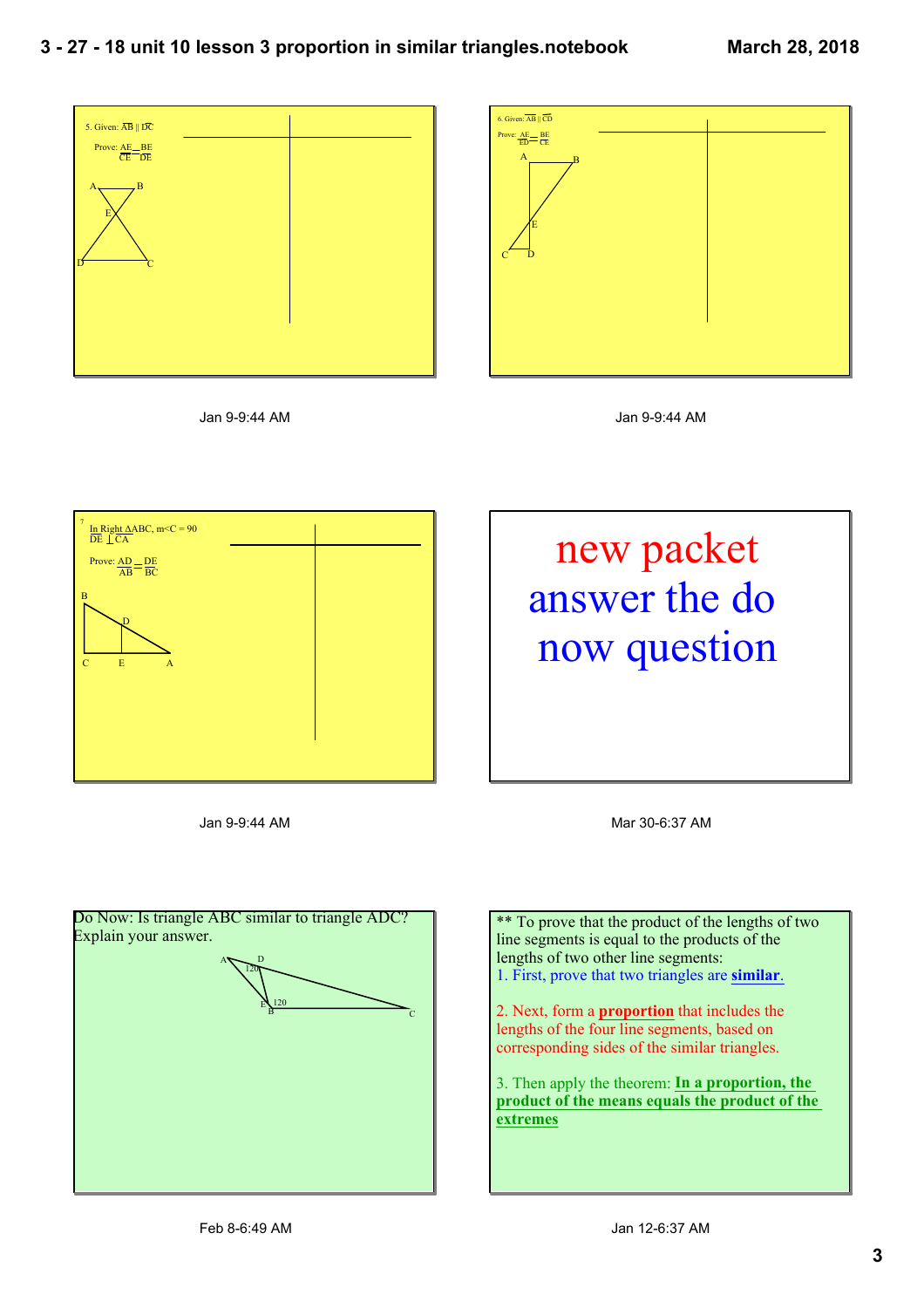5. Given: $\overline{AB} \parallel \overline{DC}$

Prove: $\frac{AE}{CE} = \frac{BE}{DE}$

Jan 9-9:44 AM

6. Given: $\overline{AB} \parallel \overline{CD}$

Prove: $\frac{AE}{ED} = \frac{BE}{CE}$

Jan 9-9:44 AM

7. In Right $\Delta ABC$, $m\angle C = 90$

$\overline{DE} \perp \overline{CA}$

Prove: $\frac{AD}{AB} = \frac{DE}{BC}$

Jan 9-9:44 AM

new packet

answer the do now question

Mar 30-6:37 AM

Do Now: Is triangle ABC similar to triangle ADC? Explain your answer.

Feb 8-6:49 AM

** To prove that the product of the lengths of two line segments is equal to the products of the lengths of two other line segments:

1. First, prove that two triangles are **similar**.

2. Next, form a **proportion** that includes the lengths of the four line segments, based on corresponding sides of the similar triangles.

3. Then apply the theorem: **In a proportion, the product of the means equals the product of the extremes**

Jan 12-6:37 AM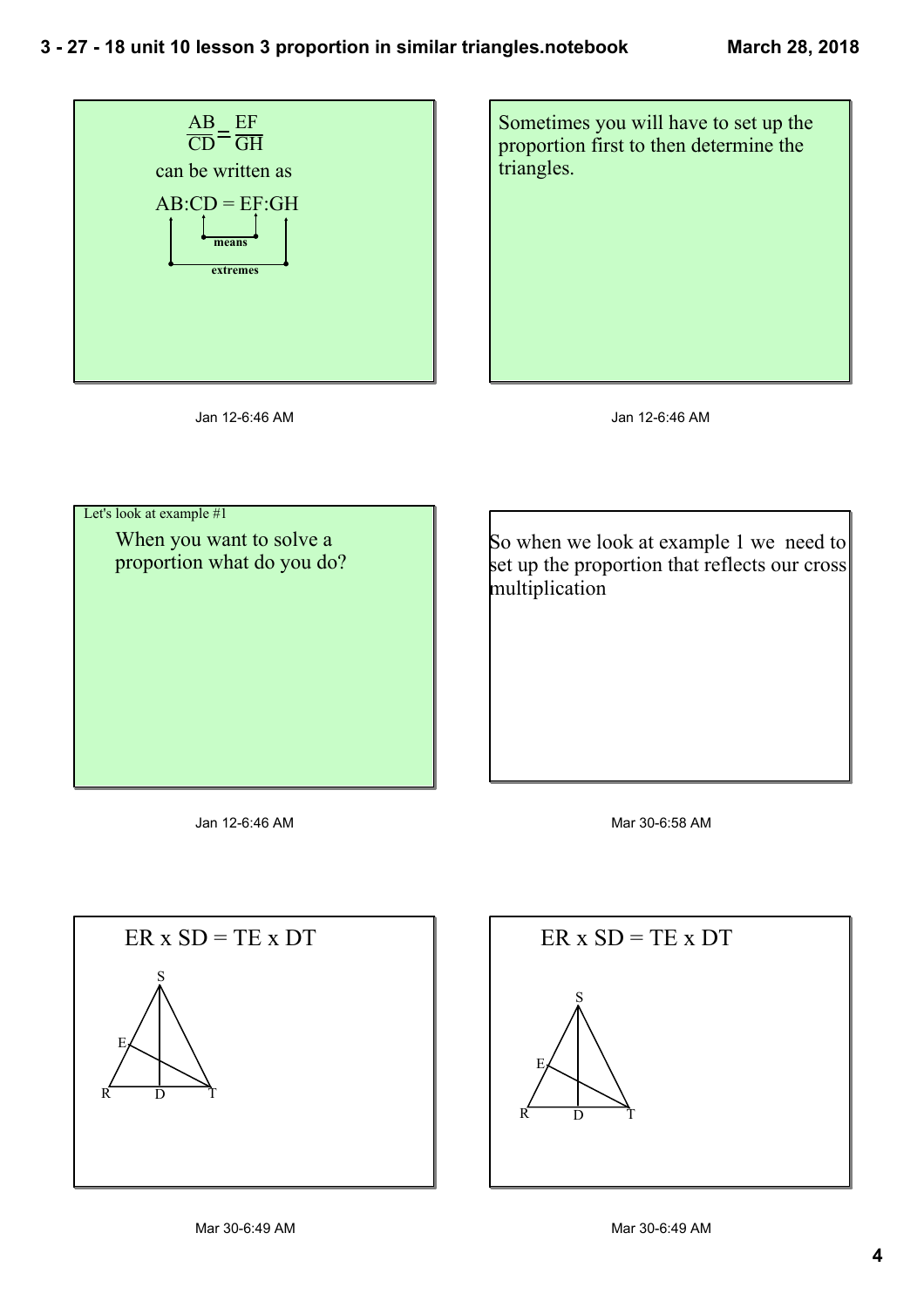$$\frac{AB}{CD} = \frac{EF}{GH}$$

can be written as

AB:CD = EF:GH

means

extremes

Jan 12-6:46 AM

Sometimes you will have to set up the proportion first to then determine the triangles.

Jan 12-6:46 AM

Let's look at example #1

When you want to solve a proportion what do you do?

Jan 12-6:46 AM

So when we look at example 1 we need to set up the proportion that reflects our cross multiplication

Mar 30-6:58 AM

ER x SD = TE x DT

S

E

R D T

Mar 30-6:49 AM

ER x SD = TE x DT

S

E

R D T

Mar 30-6:49 AM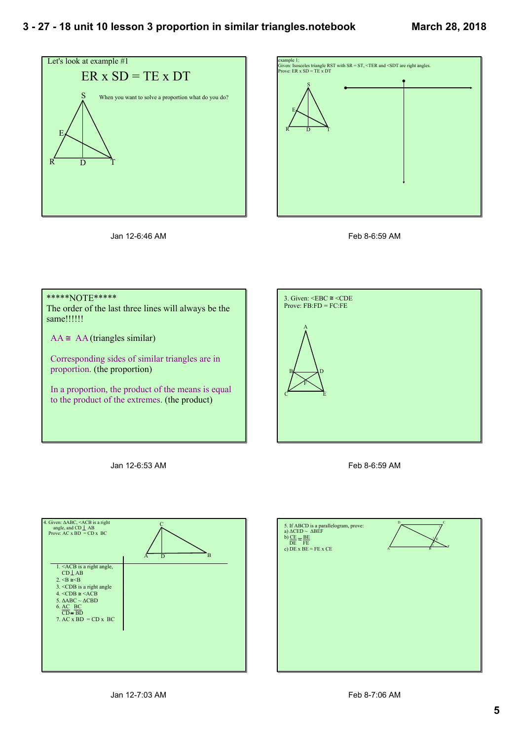Let's look at example #1

ER x SD = TE x DT

When you want to solve a proportion what do you do?

Jan 12-6:46 AM

example 1:
Given: Isosceles triangle RST with SR = ST, <TER and <SDT are right angles.
Prove: ER x SD = TE x DT

Feb 8-6:59 AM

*****NOTE*****
The order of the last three lines will always be the same!!!!!!

AA ≅ AA (triangles similar)

Corresponding sides of similar triangles are in proportion. (the proportion)

In a proportion, the product of the means is equal to the product of the extremes. (the product)

Jan 12-6:53 AM

3. Given: <EBC ≅ <CDE
Prove: FB:FD = FC:FE

Feb 8-6:59 AM

4. Given: ΔABC, <ACB is a right angle, and CD ⊥ AB
Prove: AC x BD = CD x BC

1. <ACB is a right angle, CD ⊥ AB
2. <B ≅ <B
3. <CDB is a right angle
4. <CDB ≅ <ACB
5. ΔABC ~ ΔCBD
6. $\frac{AC}{CD} = \frac{BC}{BD}$
7. AC x BD = CD x BC

Jan 12-7:03 AM

5. If ABCD is a parallelogram, prove:
a) ΔCED ~ ΔBEF
b) $\frac{CE}{DE} = \frac{BE}{FE}$
c) DE x BE = FE x CE

Feb 8-7:06 AM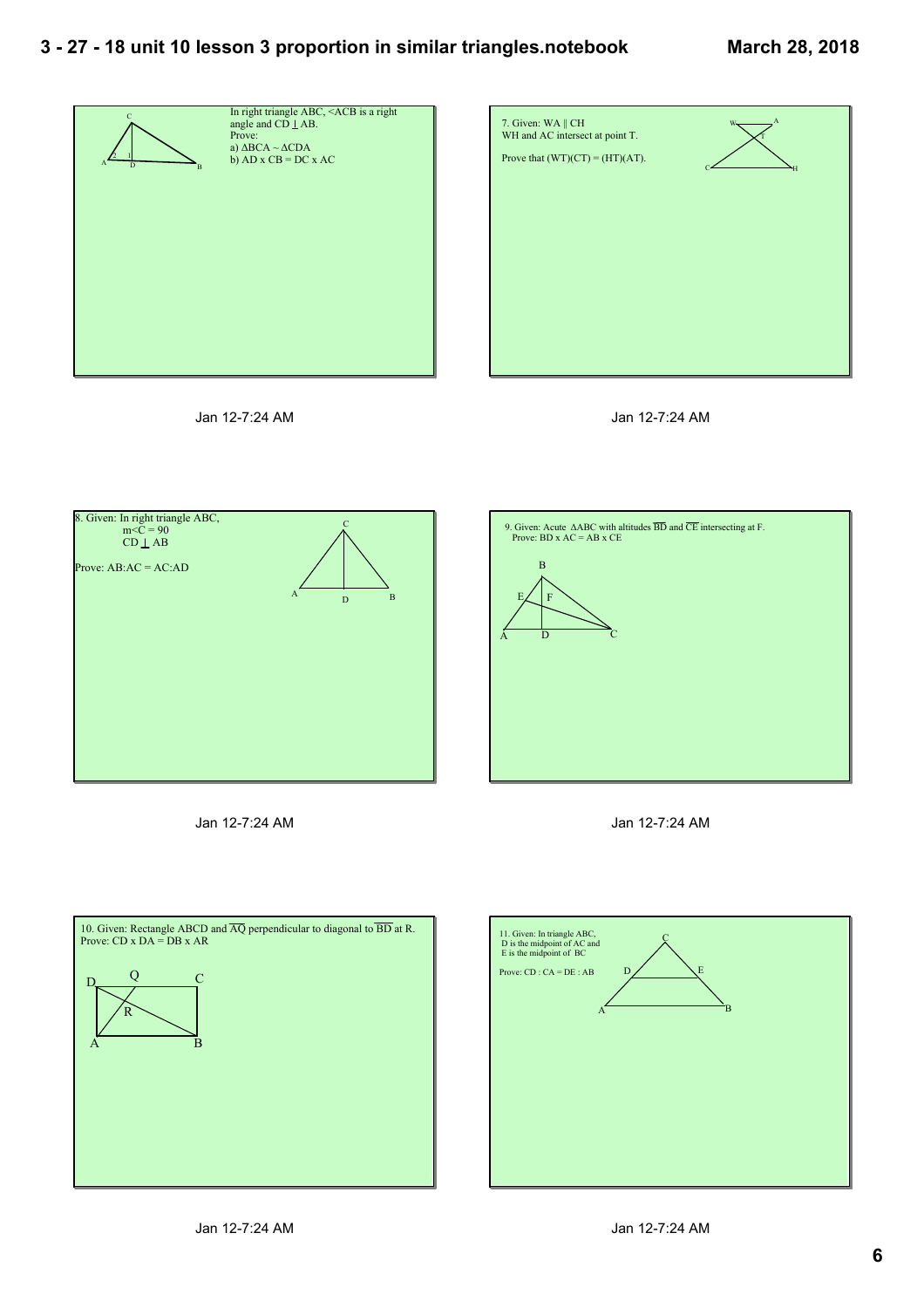In right triangle ABC, $\angle ACB$ is a right angle and $CD \perp AB$.

Prove:

a) $\Delta BCA \sim \Delta CDA$

b) $AD \times CB = DC \times AC$

Jan 12-7:24 AM

7. Given: $WA \parallel CH$

WH and AC intersect at point T.

Prove that $(WT)(CT) = (HT)(AT)$.

Jan 12-7:24 AM

8. Given: In right triangle ABC,

$m\angle C = 90$

$CD \perp AB$

Prove: $AB:AC = AC:AD$

Jan 12-7:24 AM

9. Given: Acute $\Delta ABC$ with altitudes $\overline{BD}$ and $\overline{CE}$ intersecting at F.

Prove: $BD \times AC = AB \times CE$

Jan 12-7:24 AM

10. Given: Rectangle ABCD and $\overline{AQ}$ perpendicular to diagonal to $\overline{BD}$ at R.

Prove: $CD \times DA = DB \times AR$

Jan 12-7:24 AM

11. Given: In triangle ABC,

D is the midpoint of AC and

E is the midpoint of BC

Prove: $CD : CA = DE : AB$

Jan 12-7:24 AM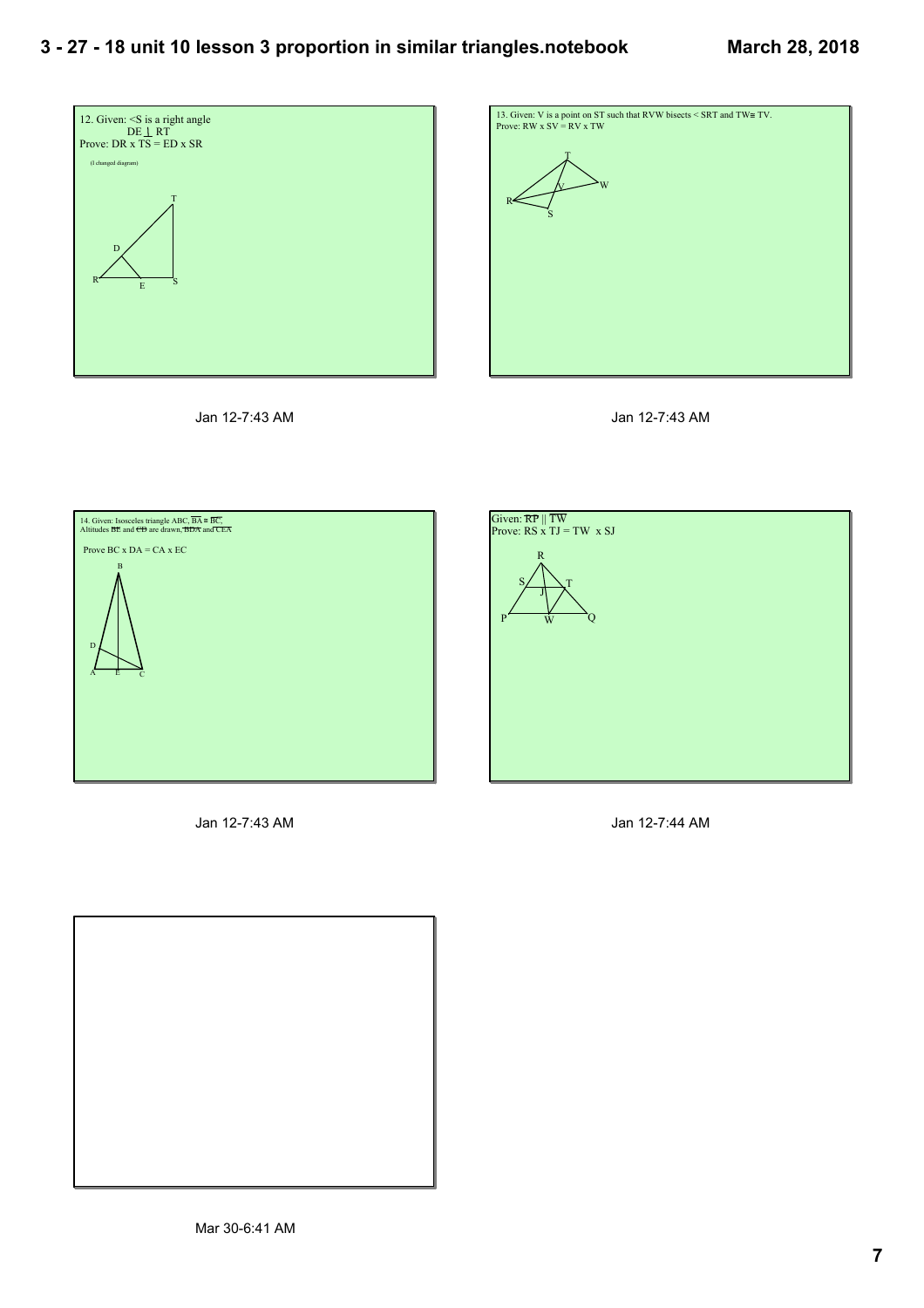12. Given: $\angle S$ is a right angle
$\overline{DE} \perp \overline{RT}$
Prove: $DR \times TS = ED \times SR$

(I changed diagram)

T
D
R
E
S

Jan 12-7:43 AM

13. Given: V is a point on ST such that RVW bisects < SRT and TW ≅ TV.
Prove: $RW \times SV = RV \times TW$

T
V
W
R
S

Jan 12-7:43 AM

14. Given: Isosceles triangle ABC, $\overline{BA} \cong \overline{BC}$,
Altitudes $\overline{BE}$ and $\overline{CD}$ are drawn, $\overline{BDA}$ and $\overline{CEA}$

Prove $BC \times DA = CA \times EC$

B
D
A
E
C

Jan 12-7:43 AM

Given: $\overline{RP} \parallel \overline{TW}$
Prove: $RS \times TJ = TW \times SJ$

R
S
T
J
P
W
Q

Jan 12-7:44 AM

Mar 30-6:41 AM